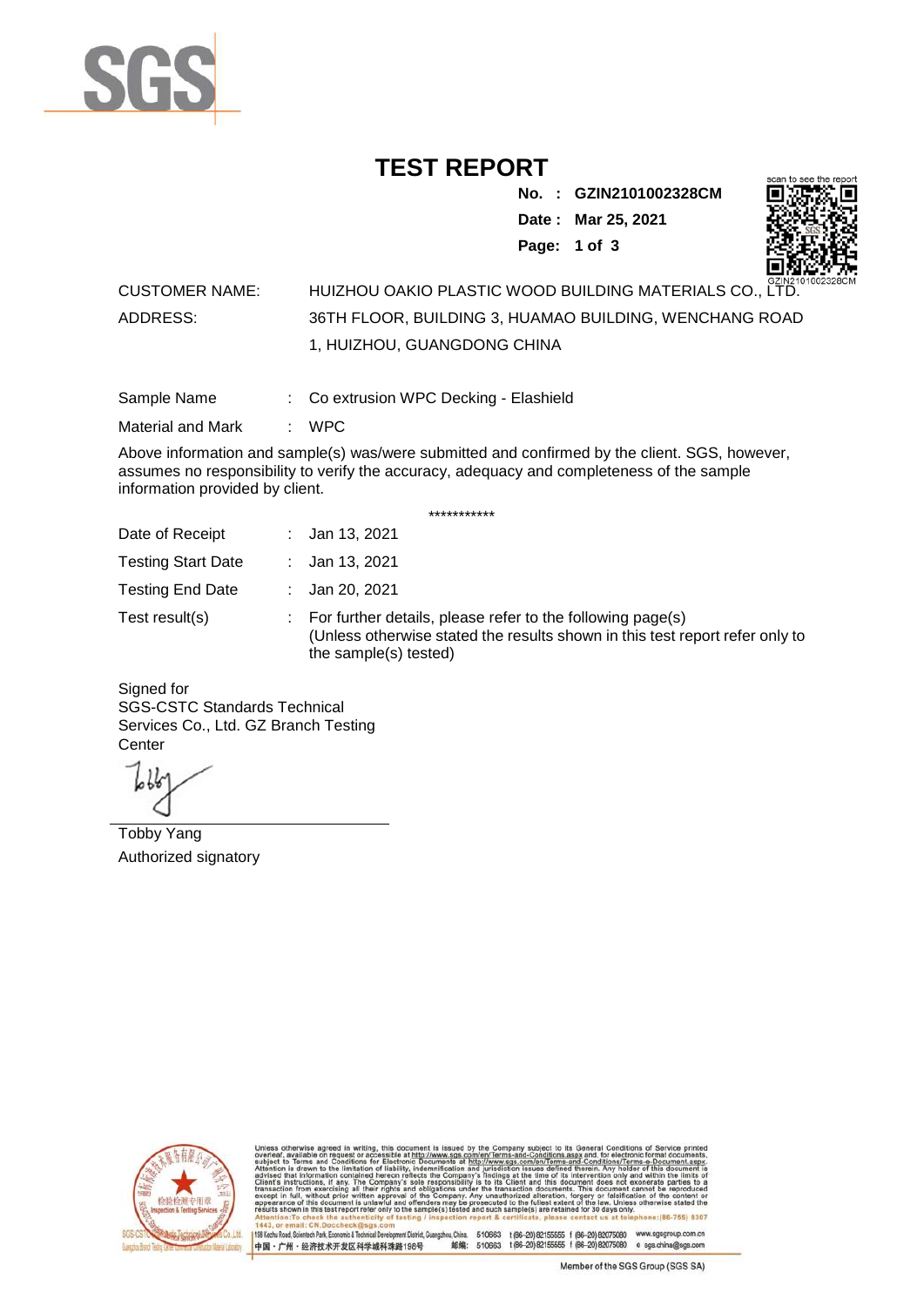# TEST REPORT

**No. : GZIN2101002328CM**
**Date : Mar 25, 2021**

CUSTOMER NAME: HUIZHOU OAKIO PLASTIC WOOD BUILDING MATERIALS CO., LTD.

ADDRESS: 36TH FLOOR, BUILDING 3, HUAMAO BUILDING, WENCHANG ROAD 1, HUIZHOU, GUANGDONG CHINA

Sample Name : Co extrusion WPC Decking - Elashield

Material and Mark : WPC

Above information and sample(s) was/were submitted and confirmed by the client. SGS, however, assumes no responsibility to verify the accuracy, adequacy and completeness of the sample information provided by client.

***********

Date of Receipt : Jan 13, 2021

Testing Start Date : Jan 13, 2021

Testing End Date : Jan 20, 2021

Test result(s) : For further details, please refer to the following page(s)
(Unless otherwise stated the results shown in this test report refer only to the sample(s) tested)

Signed for
SGS-CSTC Standards Technical Services Co., Ltd. GZ Branch Testing Center

Tobby Yang
Authorized signatory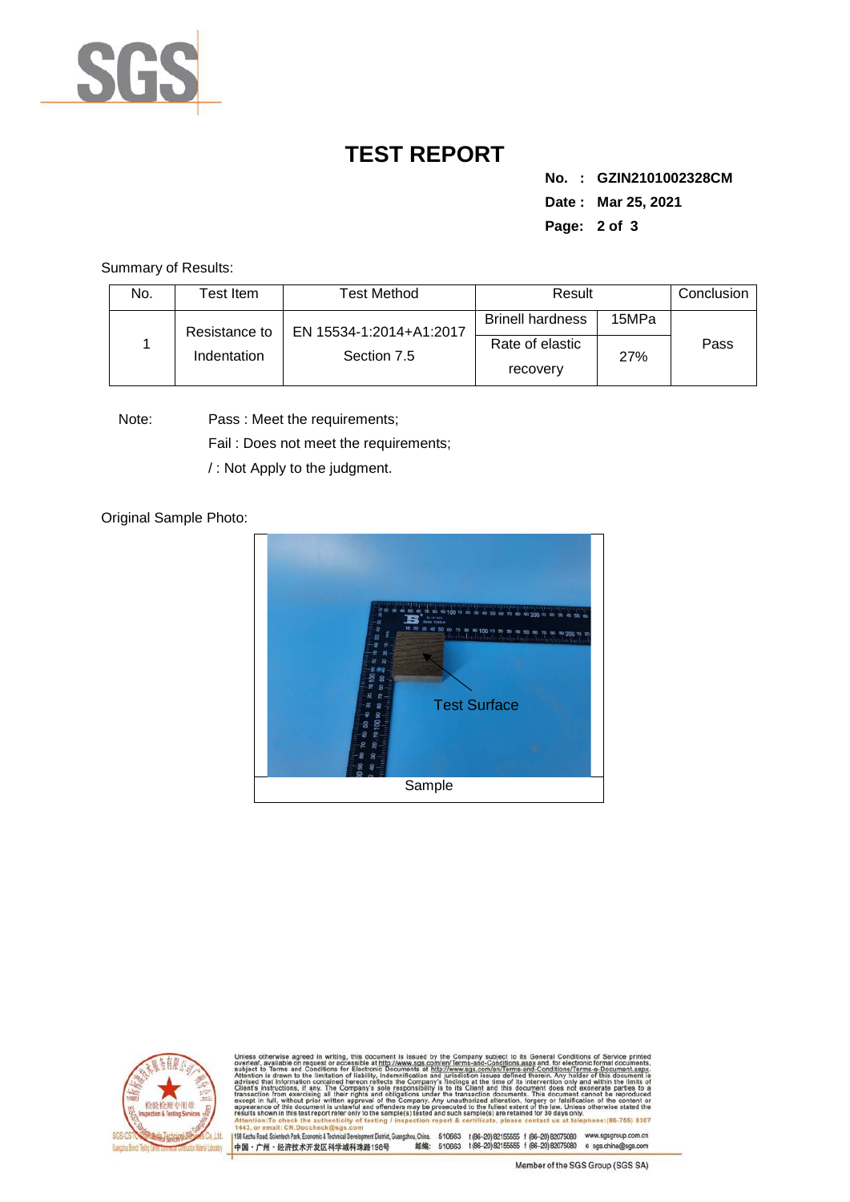# TEST REPORT

**No. : GZIN2101002328CM**

**Date : Mar 25, 2021**

Summary of Results:

| No. | Test Item | Test Method | Result | | Conclusion |
|---|---|---|---|---|---|
| 1 | Resistance to Indentation | EN 15534-1:2014+A1:2017 Section 7.5 | Brinell hardness | 15MPa | Pass |
| | | | Rate of elastic recovery | 27% | |

Note: Pass : Meet the requirements;

Fail : Does not meet the requirements;

/ : Not Apply to the judgment.

Original Sample Photo:

Test Surface

Sample

Unless otherwise agreed in writing, this document is issued by the Company subject to its General Conditions of Service printed overleaf, available on request or accessible at http://www.sgs.com/en/Terms-and-Conditions.aspx and, for electronic format documents, subject to Terms and Conditions for Electronic Documents at http://www.sgs.com/en/Terms-and-Conditions/Terms-e-Document.aspx. Attention is drawn to the limitation of liability, indemnification and jurisdiction issues defined therein. Any holder of this document is advised that information contained hereon reflects the Company's findings at the time of its intervention only and within the limits of Client's instructions, if any. The Company's sole responsibility is to its Client and this document does not exonerate parties to a transaction from exercising all their rights and obligations under the transaction documents. This document cannot be reproduced except in full, without prior written approval of the Company. Any unauthorized alteration, forgery or falsification of the content or appearance of this document is unlawful and offenders may be prosecuted to the fullest extent of the law. Unless otherwise stated the results shown in this test report refer only to the sample(s) tested and such sample(s) are retained for 30 days only.
Attention:To check the authenticity of testing / inspection report & certificate, please contact us at telephone:(86-755) 8307 1443, or email: CN.Doccheck@sgs.com

198 Kezhu Road, Scientech Park, Economic & Technical Development District, Guangzhou, China. 510663 t (86-20) 82155555 f (86-20) 82075080 www.sgsgroup.com.cn
中国・广州・经济技术开发区科学城科珠路198号 邮编: 510663 t (86-20) 82155555 f (86-20) 82075080 e sgs.china@sgs.com

Member of the SGS Group (SGS SA)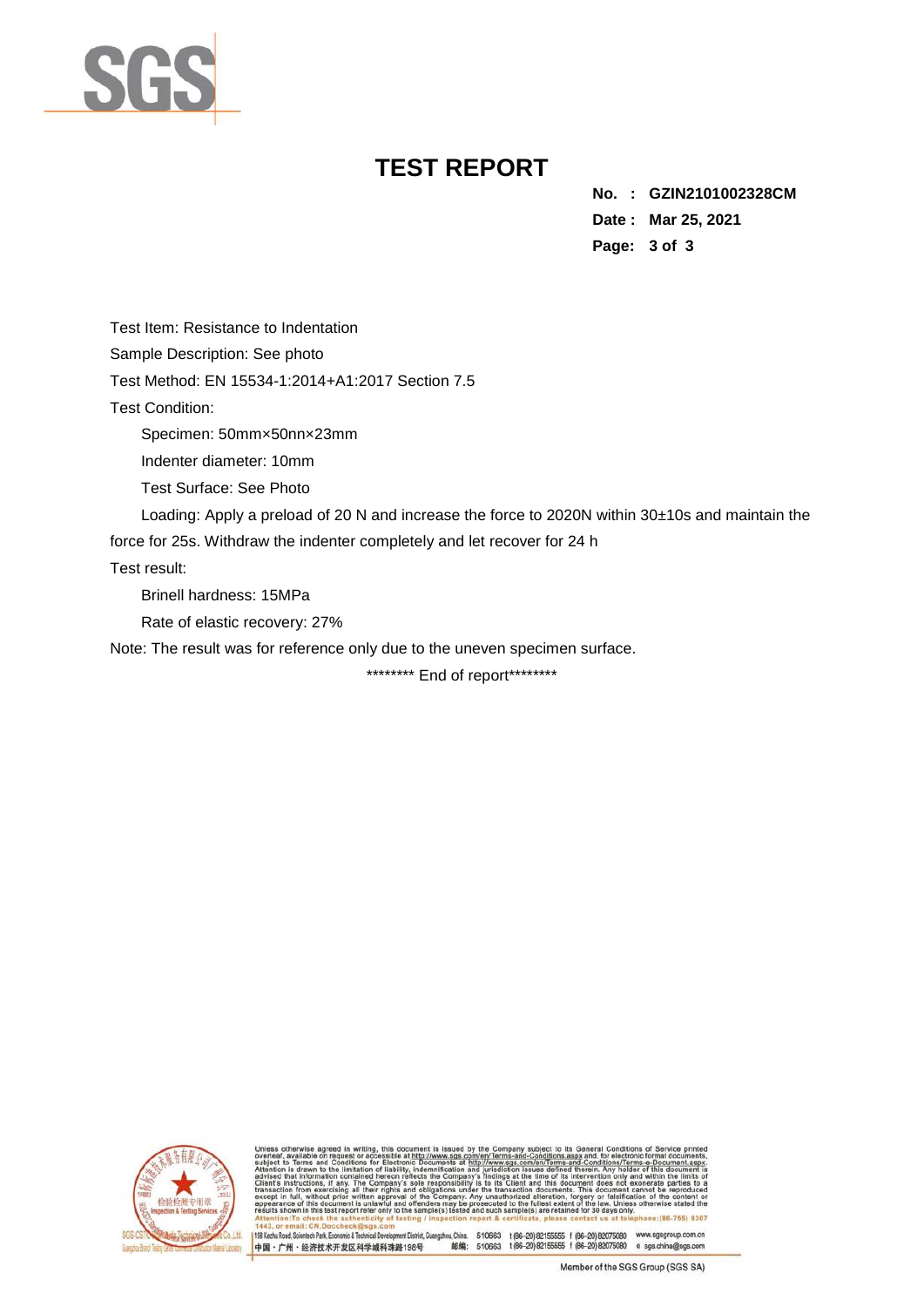# TEST REPORT

**No. : GZIN2101002328CM**

**Date : Mar 25, 2021**

Test Item: Resistance to Indentation

Sample Description: See photo

Test Method: EN 15534-1:2014+A1:2017 Section 7.5

Test Condition:

Specimen: 50mm×50nn×23mm

Indenter diameter: 10mm

Test Surface: See Photo

Loading: Apply a preload of 20 N and increase the force to 2020N within 30±10s and maintain the force for 25s. Withdraw the indenter completely and let recover for 24 h

Test result:

Brinell hardness: 15MPa

Rate of elastic recovery: 27%

Note: The result was for reference only due to the uneven specimen surface.

******** End of report********